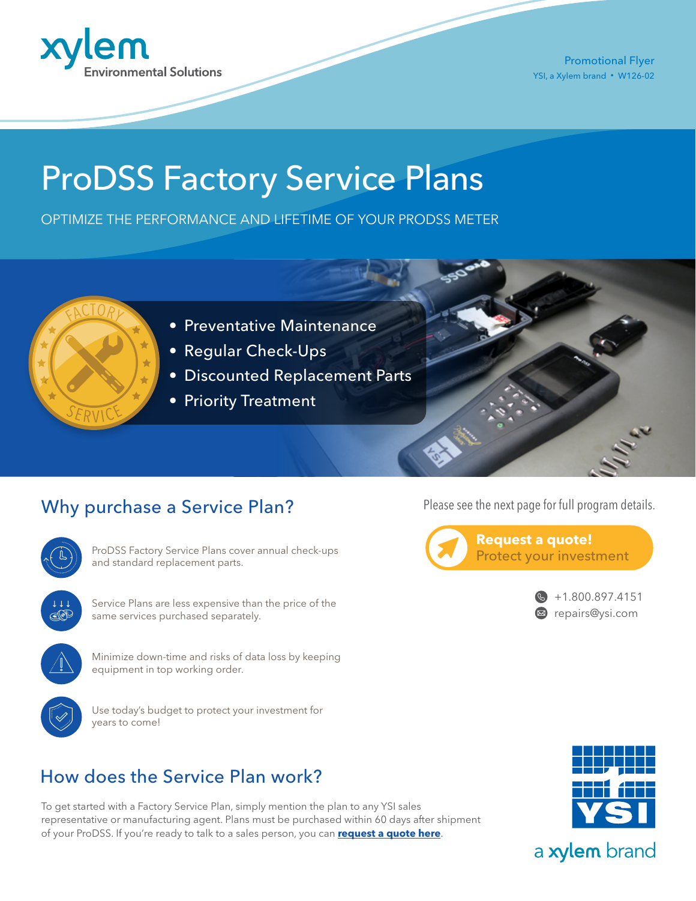xylem
Environmental Solutions

Promotional Flyer
YSI, a Xylem brand • W126-02

# ProDSS Factory Service Plans

OPTIMIZE THE PERFORMANCE AND LIFETIME OF YOUR PRODSS METER

- Preventative Maintenance
- Regular Check-Ups
- Discounted Replacement Parts
- Priority Treatment

## Why purchase a Service Plan?

ProDSS Factory Service Plans cover annual check-ups and standard replacement parts.

Service Plans are less expensive than the price of the same services purchased separately.

Minimize down-time and risks of data loss by keeping equipment in top working order.

Use today's budget to protect your investment for years to come!

Please see the next page for full program details.

**Request a quote!**
Protect your investment

+1.800.897.4151
repairs@ysi.com

## How does the Service Plan work?

To get started with a Factory Service Plan, simply mention the plan to any YSI sales representative or manufacturing agent. Plans must be purchased within 60 days after shipment of your ProDSS. If you're ready to talk to a sales person, you can **request a quote here**.

YSI
a xylem brand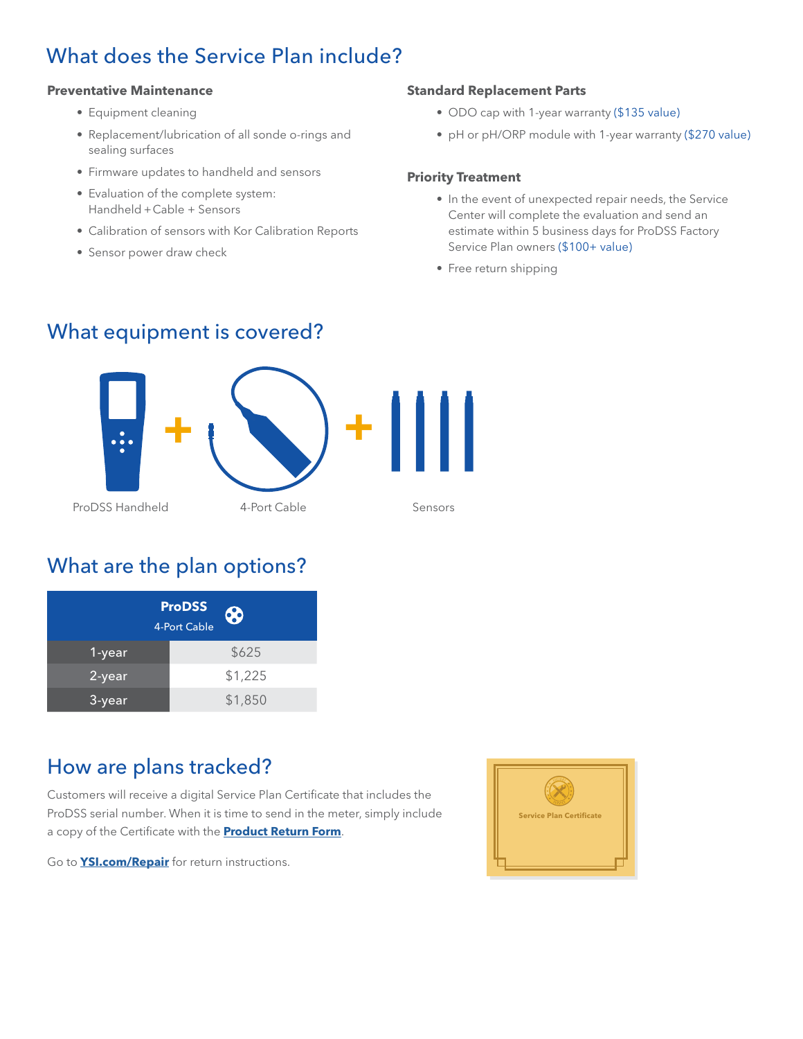## What does the Service Plan include?

### Preventative Maintenance

- Equipment cleaning
- Replacement/lubrication of all sonde o-rings and sealing surfaces
- Firmware updates to handheld and sensors
- Evaluation of the complete system: Handheld + Cable + Sensors
- Calibration of sensors with Kor Calibration Reports
- Sensor power draw check

### Standard Replacement Parts

- ODO cap with 1-year warranty ($135 value)
- pH or pH/ORP module with 1-year warranty ($270 value)

### Priority Treatment

- In the event of unexpected repair needs, the Service Center will complete the evaluation and send an estimate within 5 business days for ProDSS Factory Service Plan owners ($100+ value)
- Free return shipping

## What equipment is covered?

ProDSS Handheld + 4-Port Cable + Sensors

## What are the plan options?

| | ProDSS 4-Port Cable |
|---|---|
| 1-year | $625 |
| 2-year | $1,225 |
| 3-year | $1,850 |

## How are plans tracked?

Customers will receive a digital Service Plan Certificate that includes the ProDSS serial number. When it is time to send in the meter, simply include a copy of the Certificate with the **Product Return Form**.

Go to **YSI.com/Repair** for return instructions.

Service Plan Certificate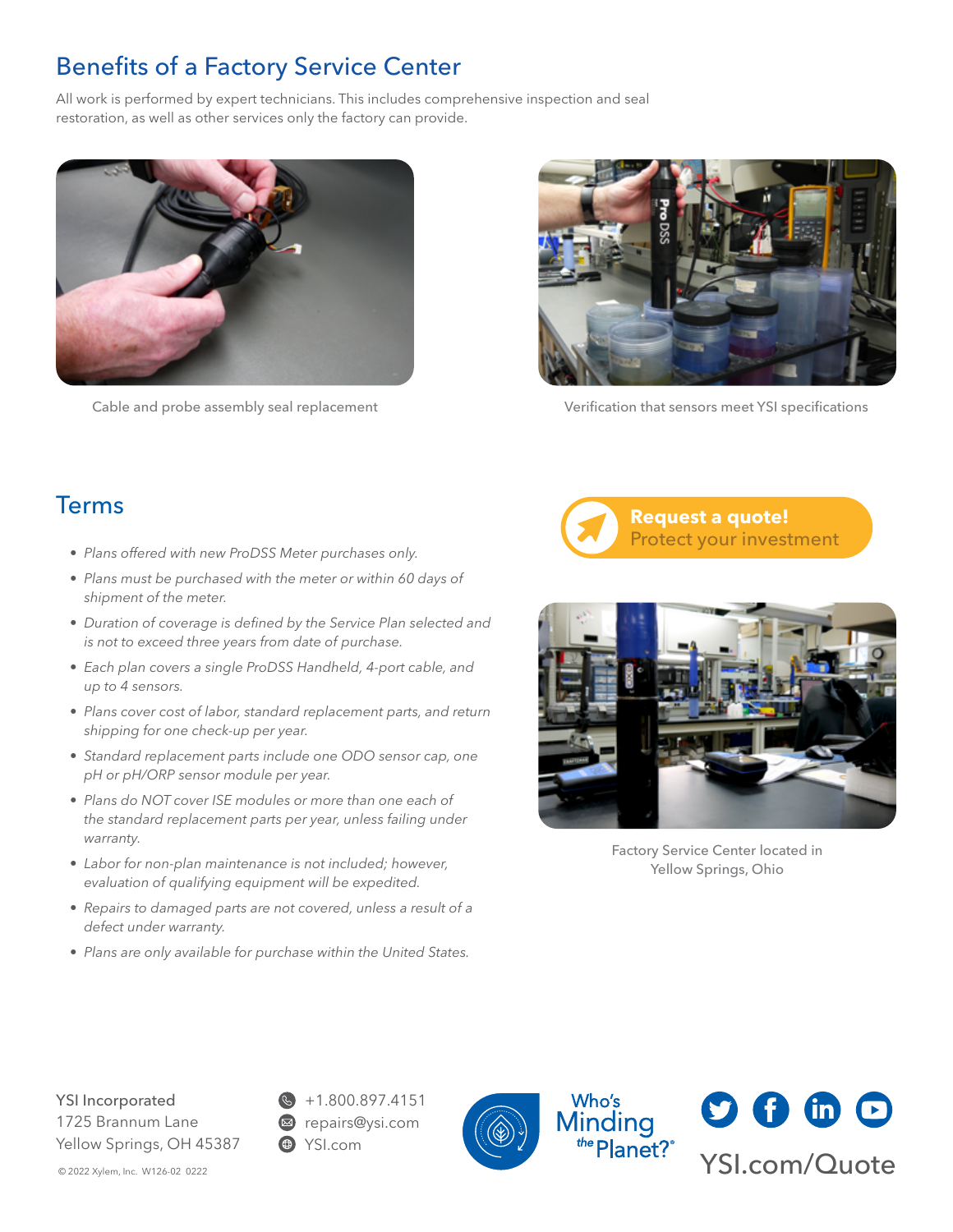## Benefits of a Factory Service Center

All work is performed by expert technicians. This includes comprehensive inspection and seal restoration, as well as other services only the factory can provide.

Cable and probe assembly seal replacement

Verification that sensors meet YSI specifications

## Terms

- *Plans offered with new ProDSS Meter purchases only.*
- *Plans must be purchased with the meter or within 60 days of shipment of the meter.*
- *Duration of coverage is defined by the Service Plan selected and is not to exceed three years from date of purchase.*
- *Each plan covers a single ProDSS Handheld, 4-port cable, and up to 4 sensors.*
- *Plans cover cost of labor, standard replacement parts, and return shipping for one check-up per year.*
- *Standard replacement parts include one ODO sensor cap, one pH or pH/ORP sensor module per year.*
- *Plans do NOT cover ISE modules or more than one each of the standard replacement parts per year, unless failing under warranty.*
- *Labor for non-plan maintenance is not included; however, evaluation of qualifying equipment will be expedited.*
- *Repairs to damaged parts are not covered, unless a result of a defect under warranty.*
- *Plans are only available for purchase within the United States.*

**Request a quote!**
Protect your investment

Factory Service Center located in Yellow Springs, Ohio

YSI Incorporated
1725 Brannum Lane
Yellow Springs, OH 45387

+1.800.897.4151
repairs@ysi.com
YSI.com

Who's Minding the Planet?®

YSI.com/Quote

© 2022 Xylem, Inc. W126-02 0222